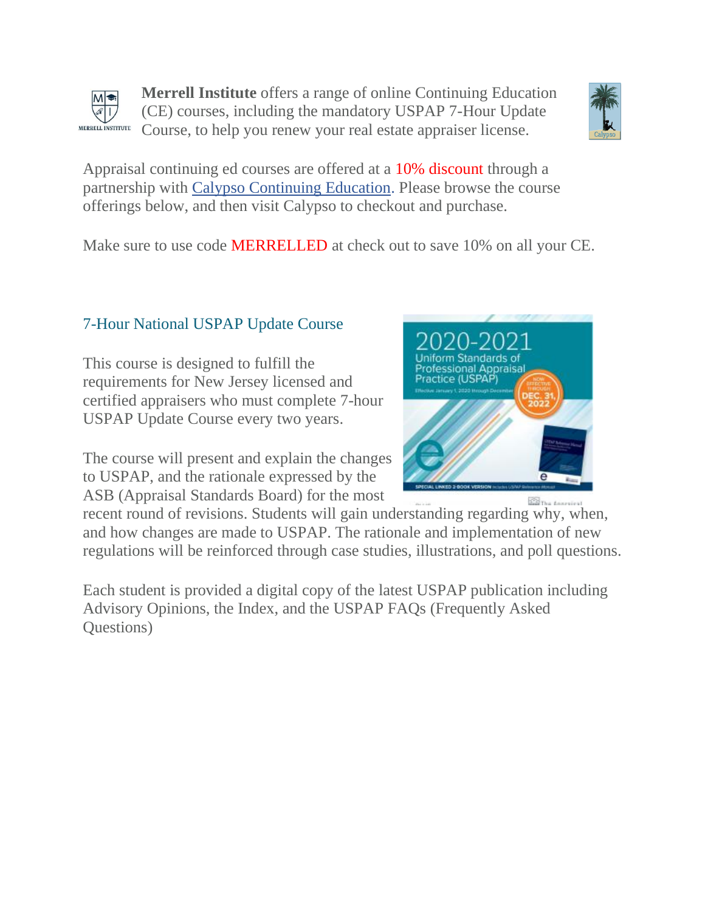**Merrell Institute** offers a range of online Continuing Education (CE) courses, including the mandatory USPAP 7-Hour Update Course, to help you renew your real estate appraiser license.

Appraisal continuing ed courses are offered at a 10% discount through a partnership with Calypso Continuing Education. Please browse the course offerings below, and then visit Calypso to checkout and purchase.

Make sure to use code MERRELLED at check out to save 10% on all your CE.

## 7-Hour National USPAP Update Course

This course is designed to fulfill the requirements for New Jersey licensed and certified appraisers who must complete 7-hour USPAP Update Course every two years.

The course will present and explain the changes to USPAP, and the rationale expressed by the ASB (Appraisal Standards Board) for the most recent round of revisions. Students will gain understanding regarding why, when, and how changes are made to USPAP. The rationale and implementation of new regulations will be reinforced through case studies, illustrations, and poll questions.

Each student is provided a digital copy of the latest USPAP publication including Advisory Opinions, the Index, and the USPAP FAQs (Frequently Asked Questions)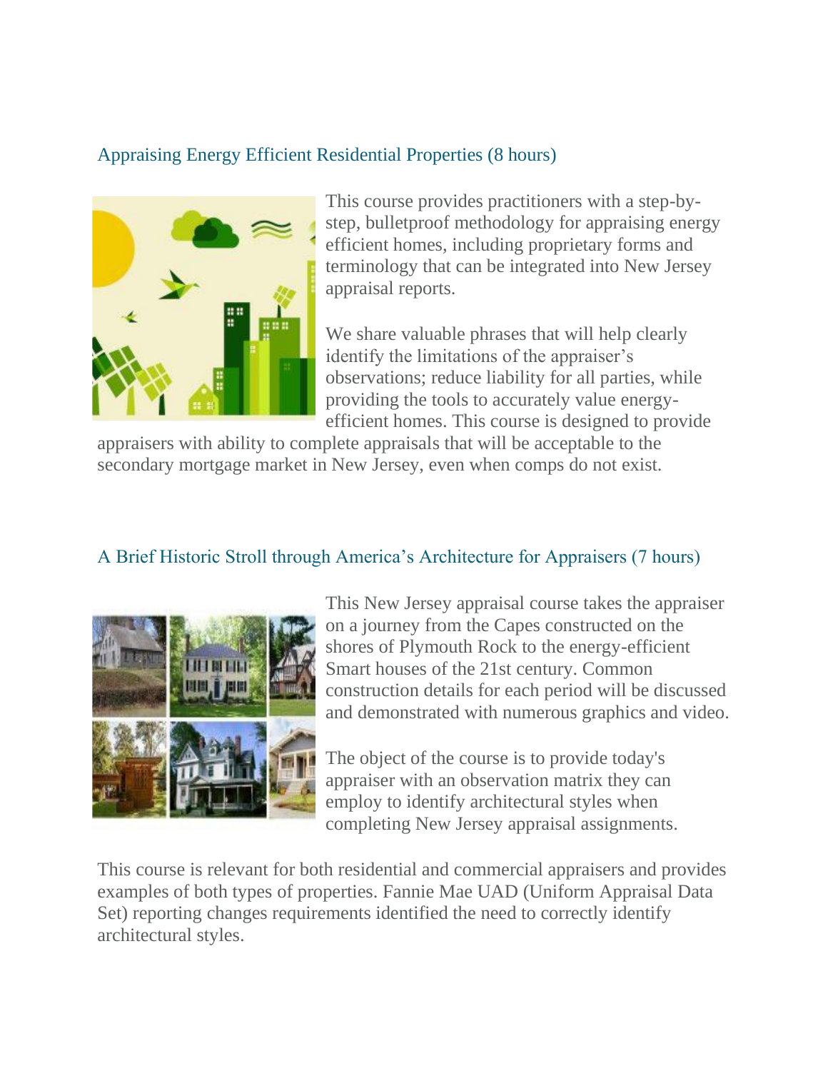## Appraising Energy Efficient Residential Properties (8 hours)

This course provides practitioners with a step-by-step, bulletproof methodology for appraising energy efficient homes, including proprietary forms and terminology that can be integrated into New Jersey appraisal reports.

We share valuable phrases that will help clearly identify the limitations of the appraiser's observations; reduce liability for all parties, while providing the tools to accurately value energy-efficient homes. This course is designed to provide appraisers with ability to complete appraisals that will be acceptable to the secondary mortgage market in New Jersey, even when comps do not exist.

## A Brief Historic Stroll through America's Architecture for Appraisers (7 hours)

This New Jersey appraisal course takes the appraiser on a journey from the Capes constructed on the shores of Plymouth Rock to the energy-efficient Smart houses of the 21st century. Common construction details for each period will be discussed and demonstrated with numerous graphics and video.

The object of the course is to provide today's appraiser with an observation matrix they can employ to identify architectural styles when completing New Jersey appraisal assignments.

This course is relevant for both residential and commercial appraisers and provides examples of both types of properties. Fannie Mae UAD (Uniform Appraisal Data Set) reporting changes requirements identified the need to correctly identify architectural styles.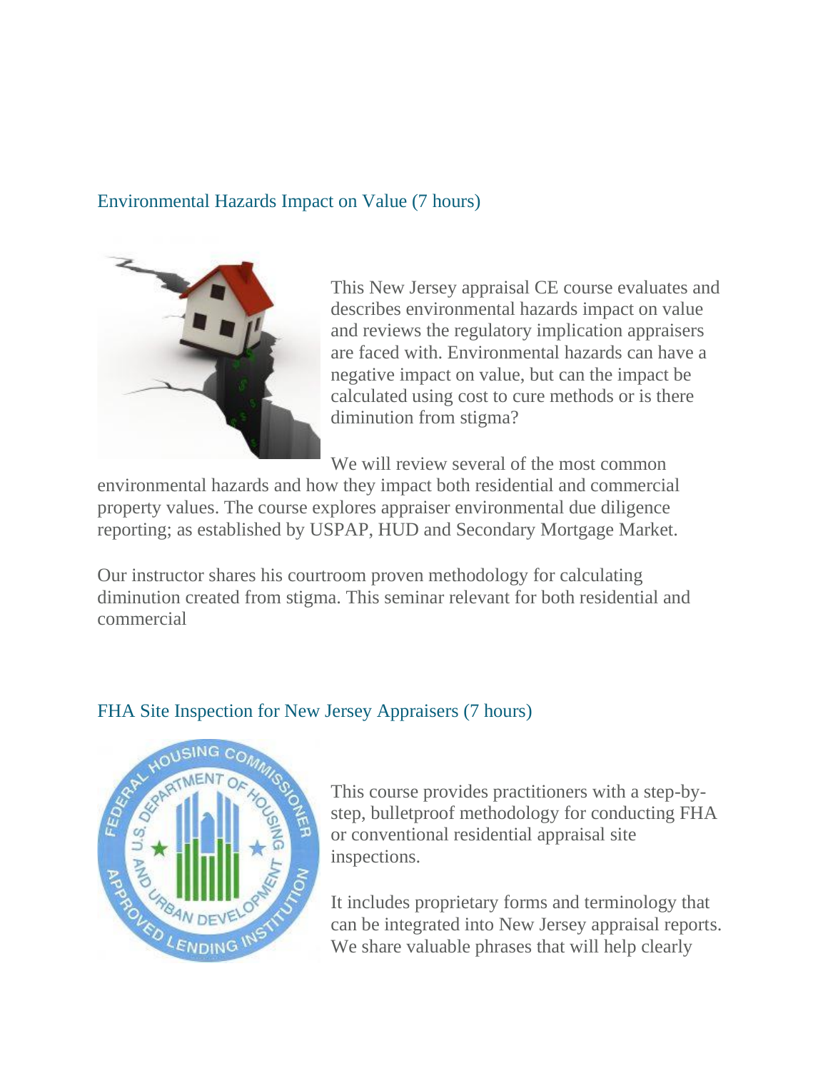## Environmental Hazards Impact on Value (7 hours)

This New Jersey appraisal CE course evaluates and describes environmental hazards impact on value and reviews the regulatory implication appraisers are faced with. Environmental hazards can have a negative impact on value, but can the impact be calculated using cost to cure methods or is there diminution from stigma?

We will review several of the most common environmental hazards and how they impact both residential and commercial property values. The course explores appraiser environmental due diligence reporting; as established by USPAP, HUD and Secondary Mortgage Market.

Our instructor shares his courtroom proven methodology for calculating diminution created from stigma. This seminar relevant for both residential and commercial

## FHA Site Inspection for New Jersey Appraisers (7 hours)

This course provides practitioners with a step-by-step, bulletproof methodology for conducting FHA or conventional residential appraisal site inspections.

It includes proprietary forms and terminology that can be integrated into New Jersey appraisal reports. We share valuable phrases that will help clearly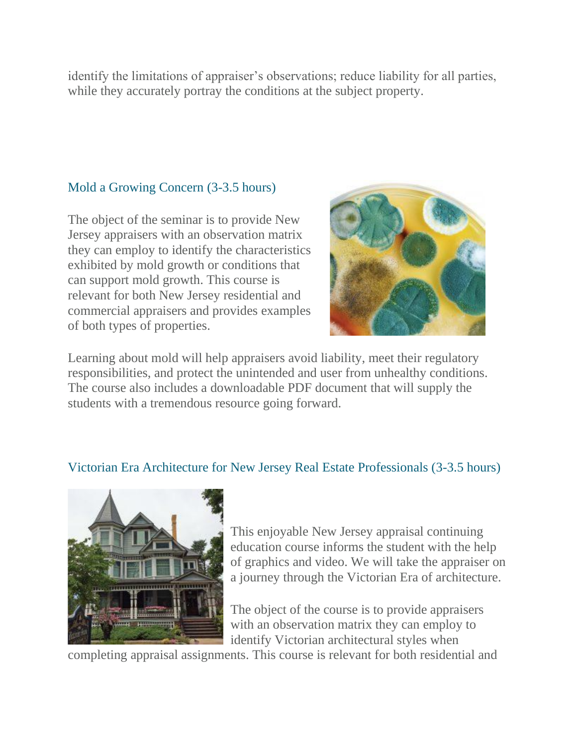identify the limitations of appraiser's observations; reduce liability for all parties, while they accurately portray the conditions at the subject property.

## Mold a Growing Concern (3-3.5 hours)

The object of the seminar is to provide New Jersey appraisers with an observation matrix they can employ to identify the characteristics exhibited by mold growth or conditions that can support mold growth. This course is relevant for both New Jersey residential and commercial appraisers and provides examples of both types of properties.

Learning about mold will help appraisers avoid liability, meet their regulatory responsibilities, and protect the unintended and user from unhealthy conditions. The course also includes a downloadable PDF document that will supply the students with a tremendous resource going forward.

## Victorian Era Architecture for New Jersey Real Estate Professionals (3-3.5 hours)

This enjoyable New Jersey appraisal continuing education course informs the student with the help of graphics and video. We will take the appraiser on a journey through the Victorian Era of architecture.

The object of the course is to provide appraisers with an observation matrix they can employ to identify Victorian architectural styles when completing appraisal assignments. This course is relevant for both residential and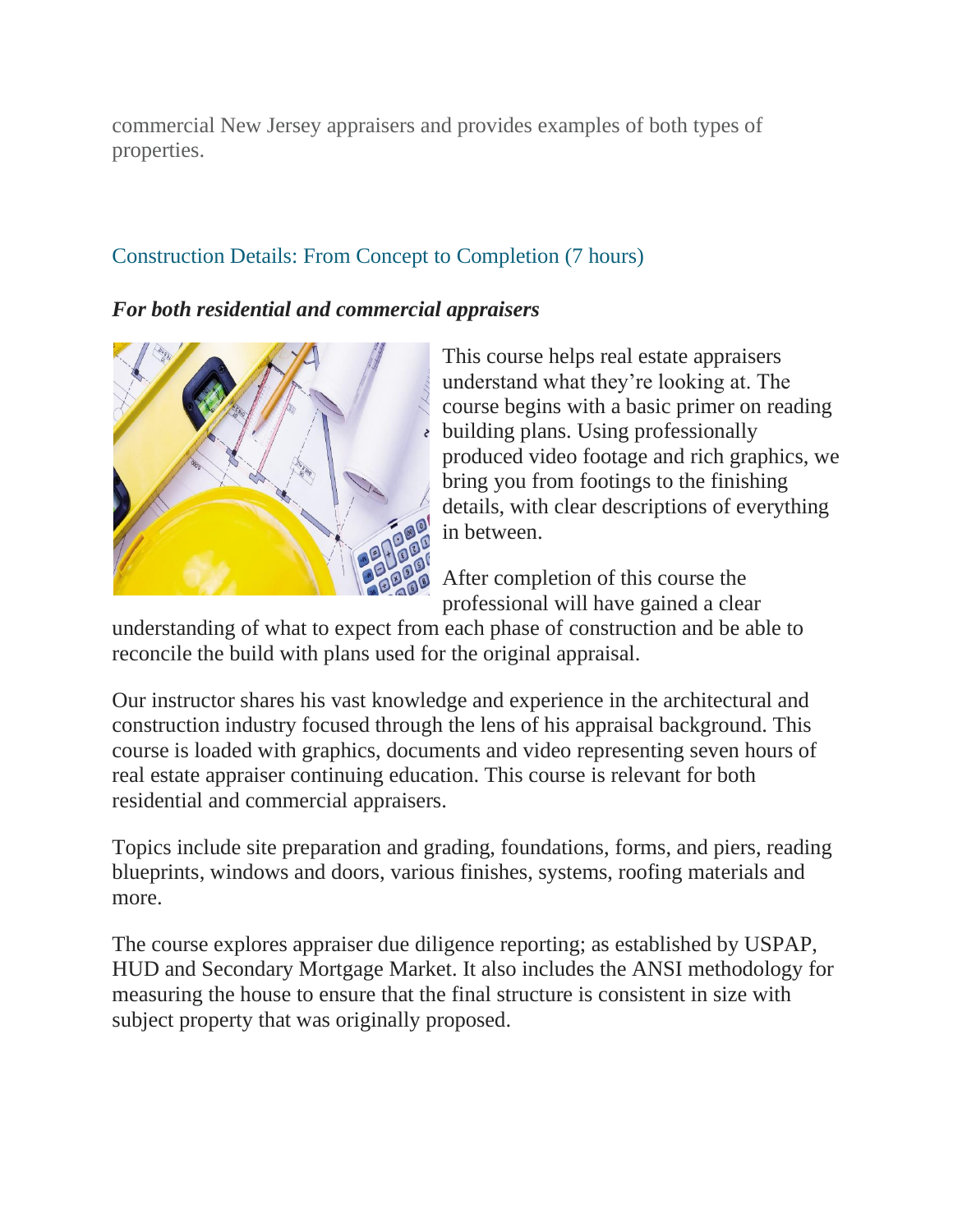commercial New Jersey appraisers and provides examples of both types of properties.

## Construction Details: From Concept to Completion (7 hours)

***For both residential and commercial appraisers***

This course helps real estate appraisers understand what they're looking at. The course begins with a basic primer on reading building plans. Using professionally produced video footage and rich graphics, we bring you from footings to the finishing details, with clear descriptions of everything in between.

After completion of this course the professional will have gained a clear understanding of what to expect from each phase of construction and be able to reconcile the build with plans used for the original appraisal.

Our instructor shares his vast knowledge and experience in the architectural and construction industry focused through the lens of his appraisal background. This course is loaded with graphics, documents and video representing seven hours of real estate appraiser continuing education. This course is relevant for both residential and commercial appraisers.

Topics include site preparation and grading, foundations, forms, and piers, reading blueprints, windows and doors, various finishes, systems, roofing materials and more.

The course explores appraiser due diligence reporting; as established by USPAP, HUD and Secondary Mortgage Market. It also includes the ANSI methodology for measuring the house to ensure that the final structure is consistent in size with subject property that was originally proposed.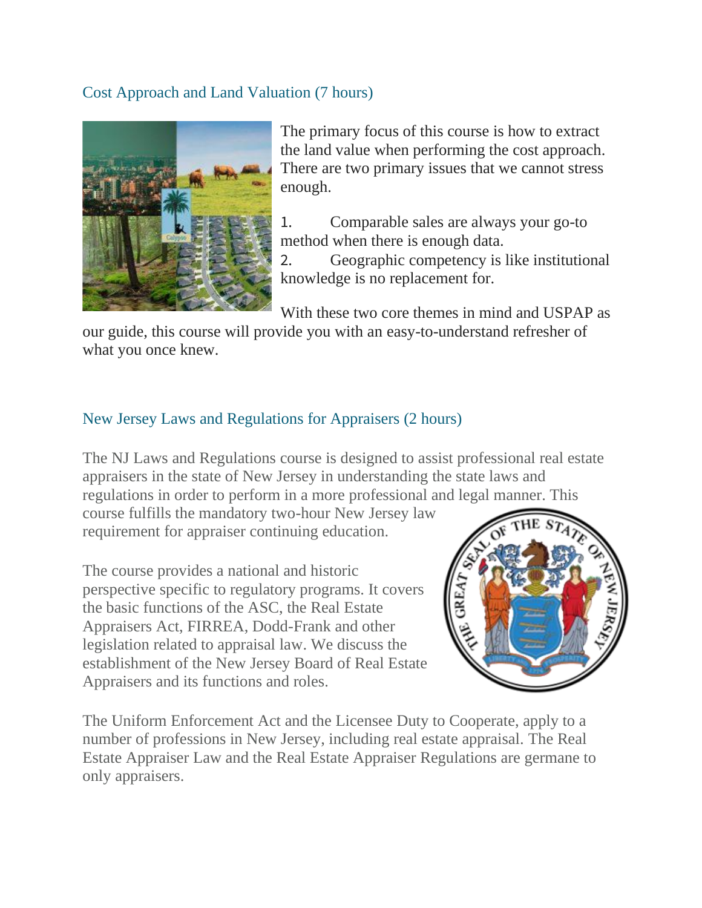## Cost Approach and Land Valuation (7 hours)

The primary focus of this course is how to extract the land value when performing the cost approach. There are two primary issues that we cannot stress enough.

1. Comparable sales are always your go-to method when there is enough data.
2. Geographic competency is like institutional knowledge is no replacement for.

With these two core themes in mind and USPAP as our guide, this course will provide you with an easy-to-understand refresher of what you once knew.

## New Jersey Laws and Regulations for Appraisers (2 hours)

The NJ Laws and Regulations course is designed to assist professional real estate appraisers in the state of New Jersey in understanding the state laws and regulations in order to perform in a more professional and legal manner. This course fulfills the mandatory two-hour New Jersey law requirement for appraiser continuing education.

The course provides a national and historic perspective specific to regulatory programs. It covers the basic functions of the ASC, the Real Estate Appraisers Act, FIRREA, Dodd-Frank and other legislation related to appraisal law. We discuss the establishment of the New Jersey Board of Real Estate Appraisers and its functions and roles.

The Uniform Enforcement Act and the Licensee Duty to Cooperate, apply to a number of professions in New Jersey, including real estate appraisal. The Real Estate Appraiser Law and the Real Estate Appraiser Regulations are germane to only appraisers.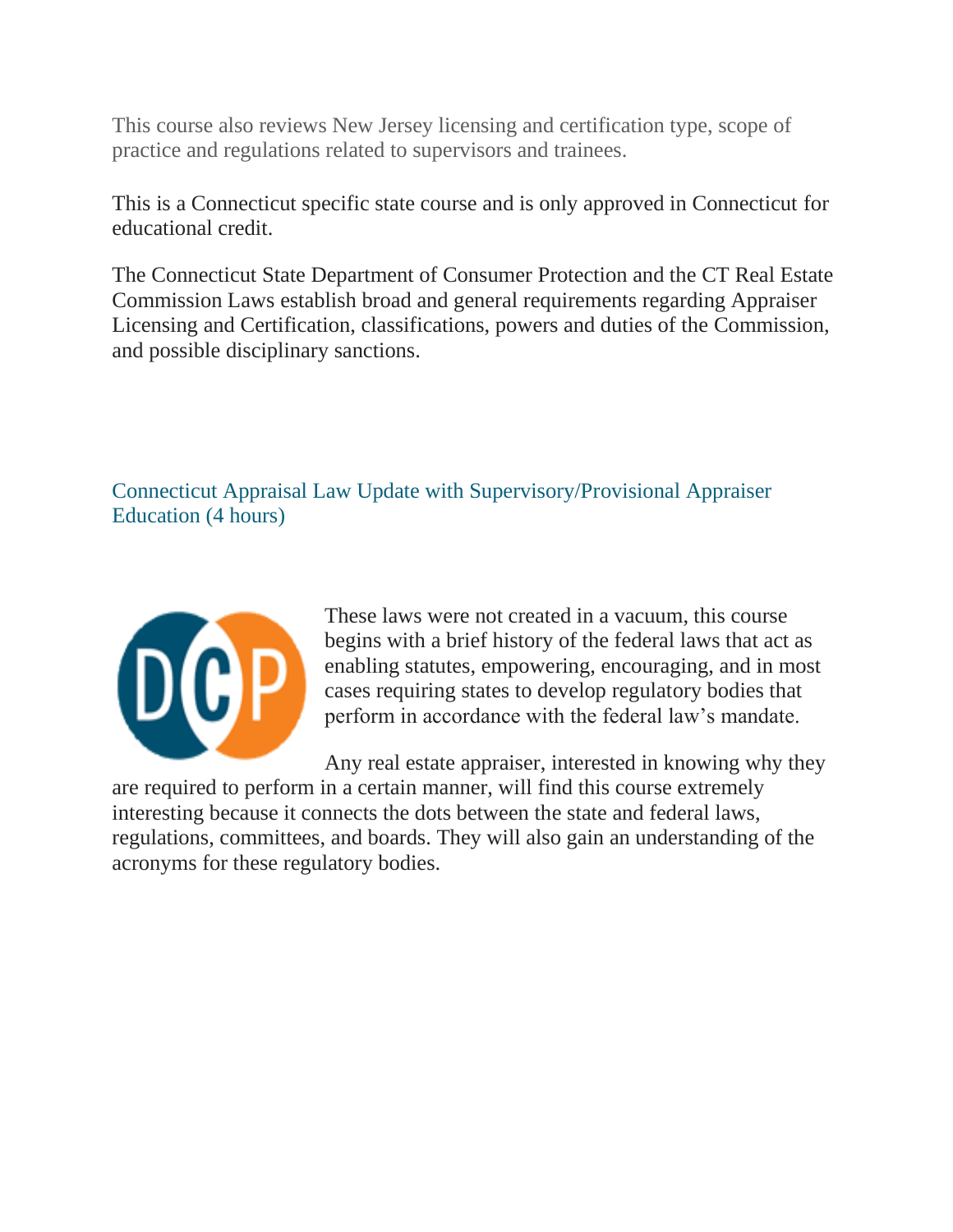This course also reviews New Jersey licensing and certification type, scope of practice and regulations related to supervisors and trainees.

This is a Connecticut specific state course and is only approved in Connecticut for educational credit.

The Connecticut State Department of Consumer Protection and the CT Real Estate Commission Laws establish broad and general requirements regarding Appraiser Licensing and Certification, classifications, powers and duties of the Commission, and possible disciplinary sanctions.

## Connecticut Appraisal Law Update with Supervisory/Provisional Appraiser Education (4 hours)

These laws were not created in a vacuum, this course begins with a brief history of the federal laws that act as enabling statutes, empowering, encouraging, and in most cases requiring states to develop regulatory bodies that perform in accordance with the federal law's mandate.

Any real estate appraiser, interested in knowing why they are required to perform in a certain manner, will find this course extremely interesting because it connects the dots between the state and federal laws, regulations, committees, and boards. They will also gain an understanding of the acronyms for these regulatory bodies.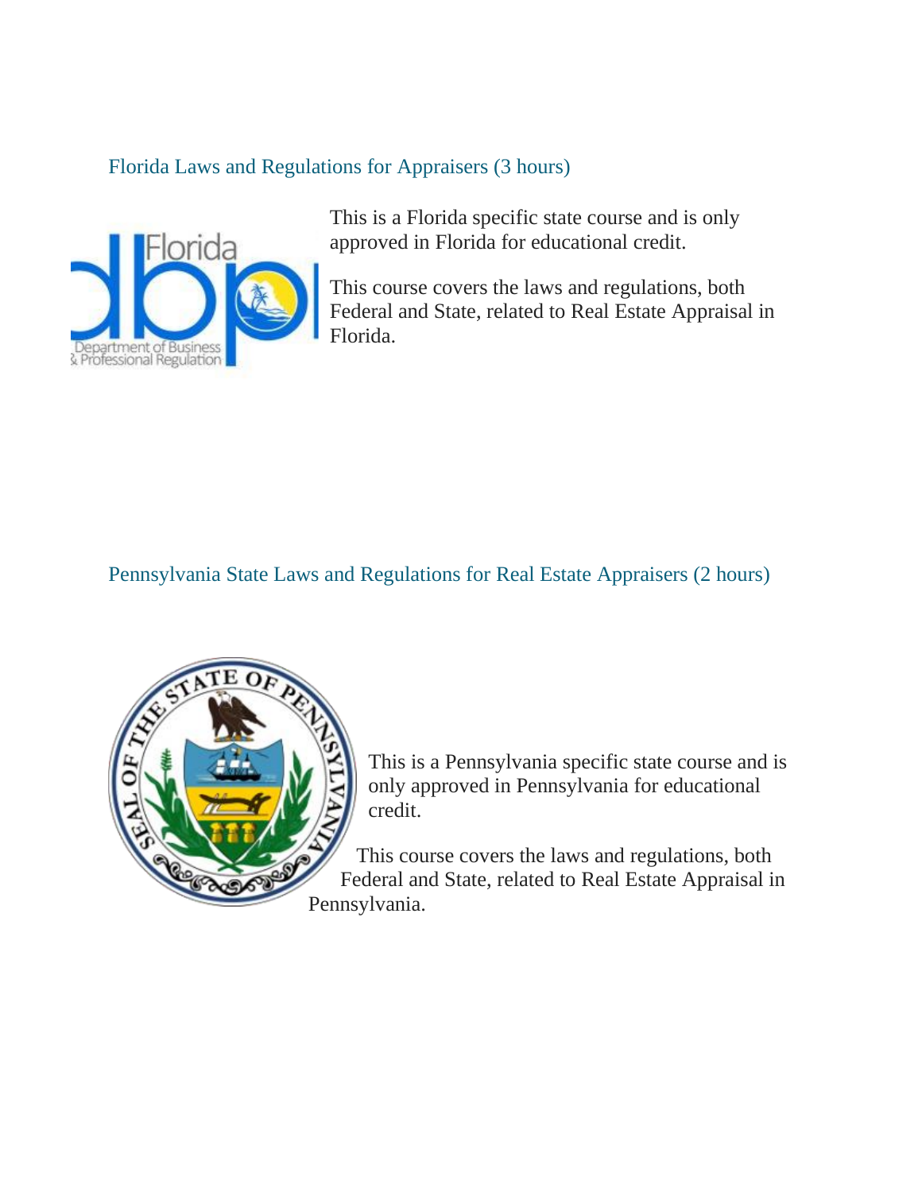## Florida Laws and Regulations for Appraisers (3 hours)

This is a Florida specific state course and is only approved in Florida for educational credit.

This course covers the laws and regulations, both Federal and State, related to Real Estate Appraisal in Florida.

## Pennsylvania State Laws and Regulations for Real Estate Appraisers (2 hours)

This is a Pennsylvania specific state course and is only approved in Pennsylvania for educational credit.

This course covers the laws and regulations, both Federal and State, related to Real Estate Appraisal in Pennsylvania.